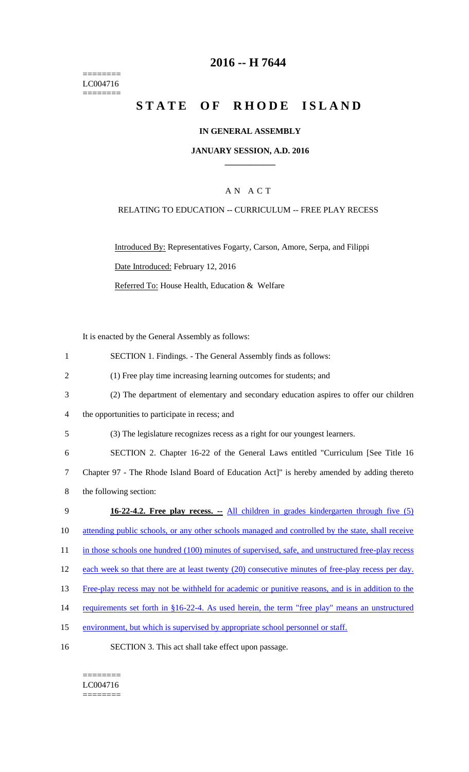========
LC004716
========

# 2016 -- H 7644

# STATE OF RHODE ISLAND

### IN GENERAL ASSEMBLY

### JANUARY SESSION, A.D. 2016

## A N A C T

RELATING TO EDUCATION -- CURRICULUM -- FREE PLAY RECESS

Introduced By: Representatives Fogarty, Carson, Amore, Serpa, and Filippi

Date Introduced: February 12, 2016

Referred To: House Health, Education & Welfare

It is enacted by the General Assembly as follows:

1 SECTION 1. Findings. - The General Assembly finds as follows:

2 (1) Free play time increasing learning outcomes for students; and

3 (2) The department of elementary and secondary education aspires to offer our children

4 the opportunities to participate in recess; and

5 (3) The legislature recognizes recess as a right for our youngest learners.

6 SECTION 2. Chapter 16-22 of the General Laws entitled "Curriculum [See Title 16

7 Chapter 97 - The Rhode Island Board of Education Act]" is hereby amended by adding thereto

8 the following section:

9 **16-22-4.2. Free play recess. --** All children in grades kindergarten through five (5)

10 attending public schools, or any other schools managed and controlled by the state, shall receive

11 in those schools one hundred (100) minutes of supervised, safe, and unstructured free-play recess

12 each week so that there are at least twenty (20) consecutive minutes of free-play recess per day.

13 Free-play recess may not be withheld for academic or punitive reasons, and is in addition to the

14 requirements set forth in §16-22-4. As used herein, the term "free play" means an unstructured

15 environment, but which is supervised by appropriate school personnel or staff.

16 SECTION 3. This act shall take effect upon passage.

========
LC004716
========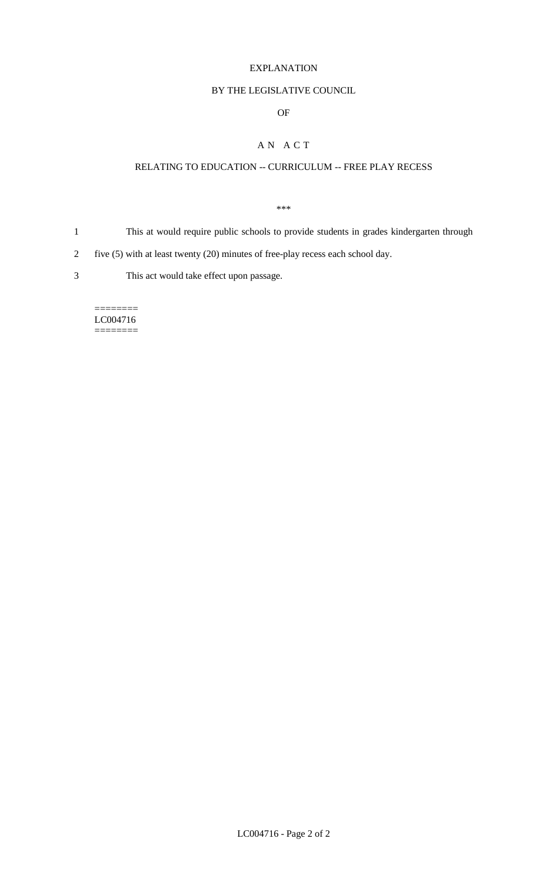EXPLANATION

BY THE LEGISLATIVE COUNCIL

OF

# A N A C T

RELATING TO EDUCATION -- CURRICULUM -- FREE PLAY RECESS

\*\*\*

1 This at would require public schools to provide students in grades kindergarten through
2 five (5) with at least twenty (20) minutes of free-play recess each school day.
3 This act would take effect upon passage.

========
LC004716
========